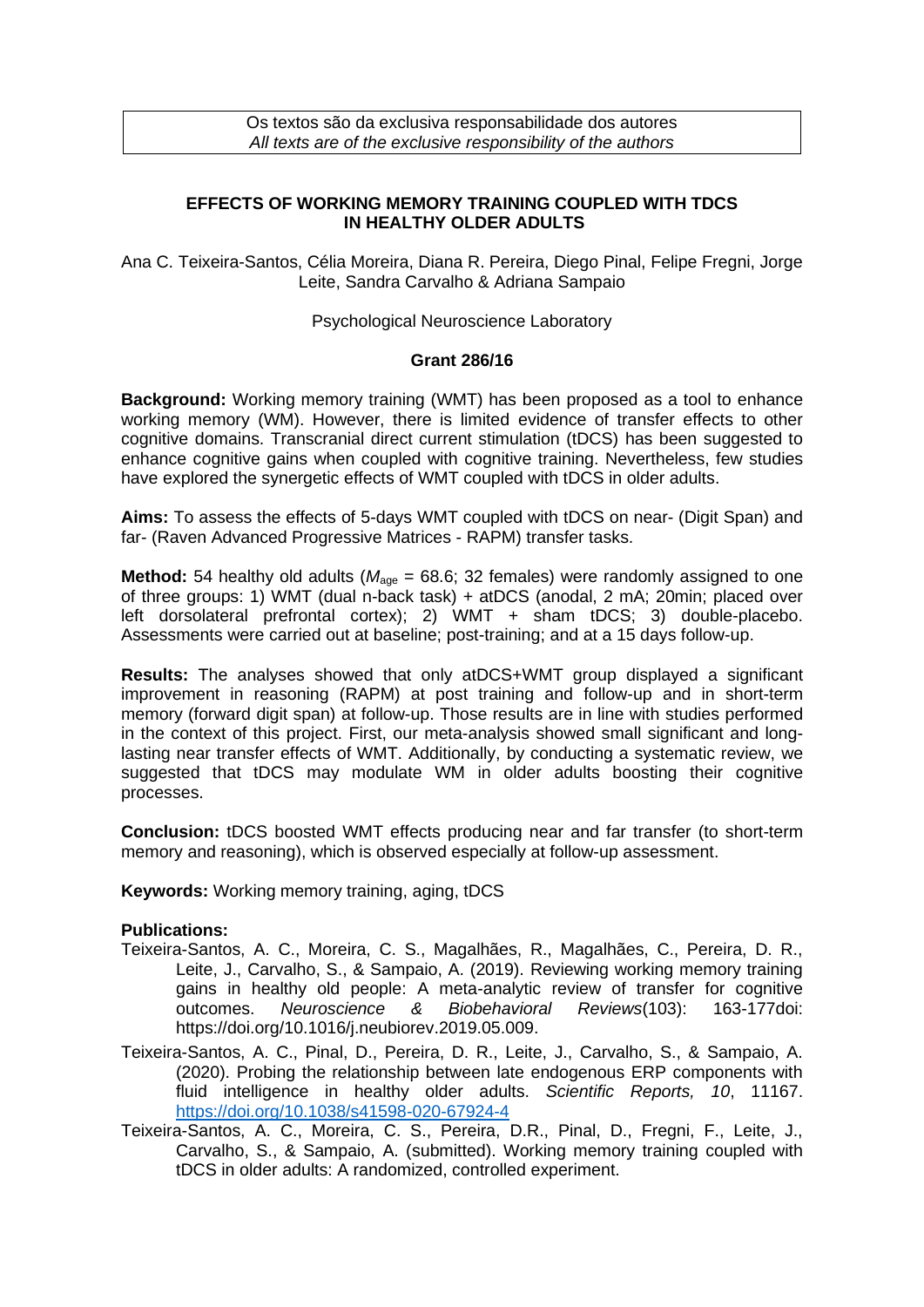Os textos são da exclusiva responsabilidade dos autores
*All texts are of the exclusive responsibility of the authors*

# EFFECTS OF WORKING MEMORY TRAINING COUPLED WITH TDCS IN HEALTHY OLDER ADULTS

Ana C. Teixeira-Santos, Célia Moreira, Diana R. Pereira, Diego Pinal, Felipe Fregni, Jorge Leite, Sandra Carvalho & Adriana Sampaio

Psychological Neuroscience Laboratory

**Grant 286/16**

**Background:** Working memory training (WMT) has been proposed as a tool to enhance working memory (WM). However, there is limited evidence of transfer effects to other cognitive domains. Transcranial direct current stimulation (tDCS) has been suggested to enhance cognitive gains when coupled with cognitive training. Nevertheless, few studies have explored the synergetic effects of WMT coupled with tDCS in older adults.

**Aims:** To assess the effects of 5-days WMT coupled with tDCS on near- (Digit Span) and far- (Raven Advanced Progressive Matrices - RAPM) transfer tasks.

**Method:** 54 healthy old adults ($M_{age}$ = 68.6; 32 females) were randomly assigned to one of three groups: 1) WMT (dual n-back task) + atDCS (anodal, 2 mA; 20min; placed over left dorsolateral prefrontal cortex); 2) WMT + sham tDCS; 3) double-placebo. Assessments were carried out at baseline; post-training; and at a 15 days follow-up.

**Results:** The analyses showed that only atDCS+WMT group displayed a significant improvement in reasoning (RAPM) at post training and follow-up and in short-term memory (forward digit span) at follow-up. Those results are in line with studies performed in the context of this project. First, our meta-analysis showed small significant and long-lasting near transfer effects of WMT. Additionally, by conducting a systematic review, we suggested that tDCS may modulate WM in older adults boosting their cognitive processes.

**Conclusion:** tDCS boosted WMT effects producing near and far transfer (to short-term memory and reasoning), which is observed especially at follow-up assessment.

**Keywords:** Working memory training, aging, tDCS

**Publications:**

- Teixeira-Santos, A. C., Moreira, C. S., Magalhães, R., Magalhães, C., Pereira, D. R., Leite, J., Carvalho, S., & Sampaio, A. (2019). Reviewing working memory training gains in healthy old people: A meta-analytic review of transfer for cognitive outcomes. *Neuroscience & Biobehavioral Reviews*(103): 163-177doi: https://doi.org/10.1016/j.neubiorev.2019.05.009.
- Teixeira-Santos, A. C., Pinal, D., Pereira, D. R., Leite, J., Carvalho, S., & Sampaio, A. (2020). Probing the relationship between late endogenous ERP components with fluid intelligence in healthy older adults. *Scientific Reports, 10*, 11167. https://doi.org/10.1038/s41598-020-67924-4
- Teixeira-Santos, A. C., Moreira, C. S., Pereira, D.R., Pinal, D., Fregni, F., Leite, J., Carvalho, S., & Sampaio, A. (submitted). Working memory training coupled with tDCS in older adults: A randomized, controlled experiment.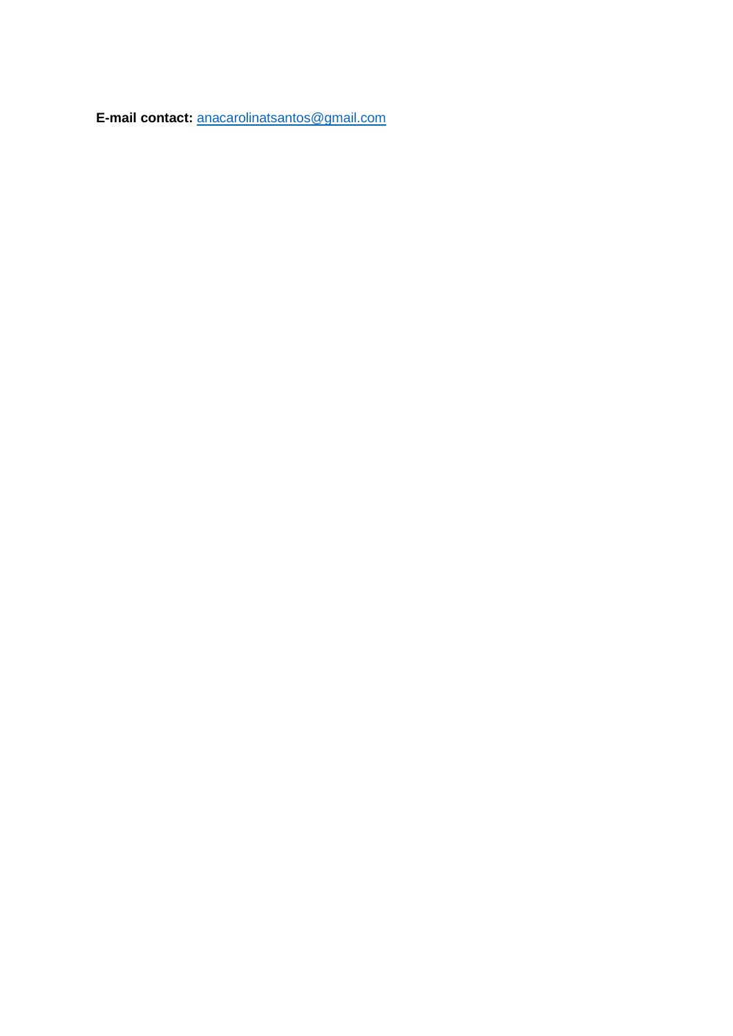**E-mail contact:** anacarolinatsantos@gmail.com